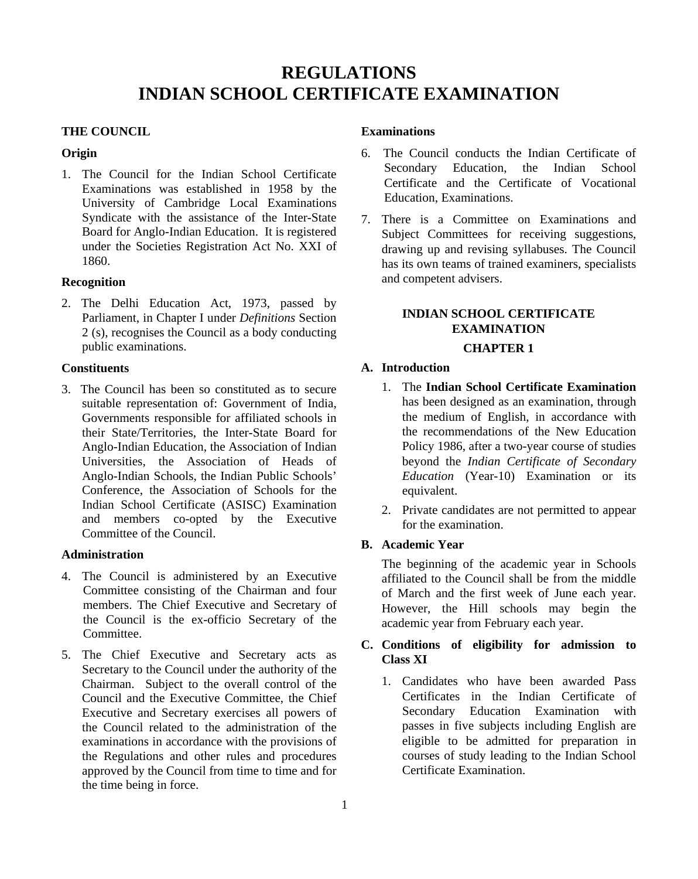# REGULATIONS
# INDIAN SCHOOL CERTIFICATE EXAMINATION

## THE COUNCIL

### Origin

1. The Council for the Indian School Certificate Examinations was established in 1958 by the University of Cambridge Local Examinations Syndicate with the assistance of the Inter-State Board for Anglo-Indian Education. It is registered under the Societies Registration Act No. XXI of 1860.

### Recognition

2. The Delhi Education Act, 1973, passed by Parliament, in Chapter I under *Definitions* Section 2 (s), recognises the Council as a body conducting public examinations.

### Constituents

3. The Council has been so constituted as to secure suitable representation of: Government of India, Governments responsible for affiliated schools in their State/Territories, the Inter-State Board for Anglo-Indian Education, the Association of Indian Universities, the Association of Heads of Anglo-Indian Schools, the Indian Public Schools' Conference, the Association of Schools for the Indian School Certificate (ASISC) Examination and members co-opted by the Executive Committee of the Council.

### Administration

4. The Council is administered by an Executive Committee consisting of the Chairman and four members. The Chief Executive and Secretary of the Council is the ex-officio Secretary of the Committee.

5. The Chief Executive and Secretary acts as Secretary to the Council under the authority of the Chairman. Subject to the overall control of the Council and the Executive Committee, the Chief Executive and Secretary exercises all powers of the Council related to the administration of the examinations in accordance with the provisions of the Regulations and other rules and procedures approved by the Council from time to time and for the time being in force.

### Examinations

6. The Council conducts the Indian Certificate of Secondary Education, the Indian School Certificate and the Certificate of Vocational Education, Examinations.

7. There is a Committee on Examinations and Subject Committees for receiving suggestions, drawing up and revising syllabuses. The Council has its own teams of trained examiners, specialists and competent advisers.

## INDIAN SCHOOL CERTIFICATE EXAMINATION

## CHAPTER 1

### A. Introduction

1. The **Indian School Certificate Examination** has been designed as an examination, through the medium of English, in accordance with the recommendations of the New Education Policy 1986, after a two-year course of studies beyond the *Indian Certificate of Secondary Education* (Year-10) Examination or its equivalent.

2. Private candidates are not permitted to appear for the examination.

### B. Academic Year

The beginning of the academic year in Schools affiliated to the Council shall be from the middle of March and the first week of June each year. However, the Hill schools may begin the academic year from February each year.

### C. Conditions of eligibility for admission to Class XI

1. Candidates who have been awarded Pass Certificates in the Indian Certificate of Secondary Education Examination with passes in five subjects including English are eligible to be admitted for preparation in courses of study leading to the Indian School Certificate Examination.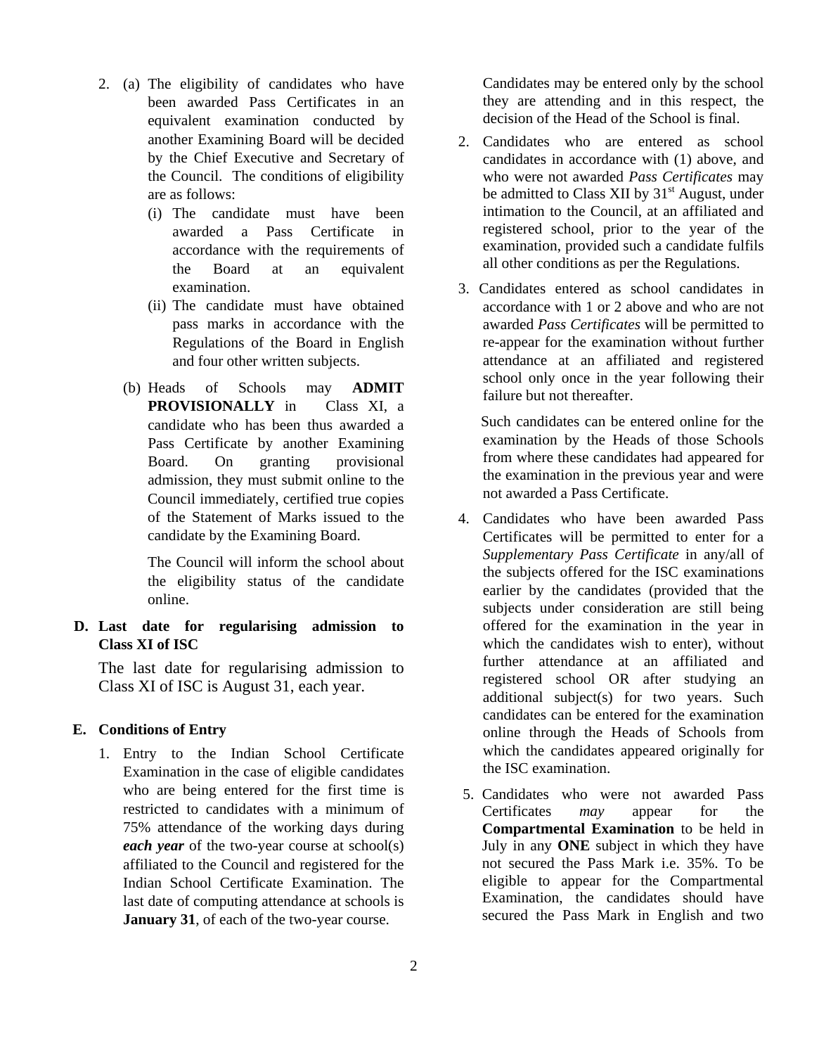2. (a) The eligibility of candidates who have been awarded Pass Certificates in an equivalent examination conducted by another Examining Board will be decided by the Chief Executive and Secretary of the Council. The conditions of eligibility are as follows:

   (i) The candidate must have been awarded a Pass Certificate in accordance with the requirements of the Board at an equivalent examination.

   (ii) The candidate must have obtained pass marks in accordance with the Regulations of the Board in English and four other written subjects.

   (b) Heads of Schools may **ADMIT PROVISIONALLY** in Class XI, a candidate who has been thus awarded a Pass Certificate by another Examining Board. On granting provisional admission, they must submit online to the Council immediately, certified true copies of the Statement of Marks issued to the candidate by the Examining Board.

   The Council will inform the school about the eligibility status of the candidate online.

**D. Last date for regularising admission to Class XI of ISC**

The last date for regularising admission to Class XI of ISC is August 31, each year.

**E. Conditions of Entry**

1. Entry to the Indian School Certificate Examination in the case of eligible candidates who are being entered for the first time is restricted to candidates with a minimum of 75% attendance of the working days during ***each year*** of the two-year course at school(s) affiliated to the Council and registered for the Indian School Certificate Examination. The last date of computing attendance at schools is **January 31**, of each of the two-year course.

   Candidates may be entered only by the school they are attending and in this respect, the decision of the Head of the School is final.

2. Candidates who are entered as school candidates in accordance with (1) above, and who were not awarded *Pass Certificates* may be admitted to Class XII by 31st August, under intimation to the Council, at an affiliated and registered school, prior to the year of the examination, provided such a candidate fulfils all other conditions as per the Regulations.

3. Candidates entered as school candidates in accordance with 1 or 2 above and who are not awarded *Pass Certificates* will be permitted to re-appear for the examination without further attendance at an affiliated and registered school only once in the year following their failure but not thereafter.

   Such candidates can be entered online for the examination by the Heads of those Schools from where these candidates had appeared for the examination in the previous year and were not awarded a Pass Certificate.

4. Candidates who have been awarded Pass Certificates will be permitted to enter for a *Supplementary Pass Certificate* in any/all of the subjects offered for the ISC examinations earlier by the candidates (provided that the subjects under consideration are still being offered for the examination in the year in which the candidates wish to enter), without further attendance at an affiliated and registered school OR after studying an additional subject(s) for two years. Such candidates can be entered for the examination online through the Heads of Schools from which the candidates appeared originally for the ISC examination.

5. Candidates who were not awarded Pass Certificates *may* appear for the **Compartmental Examination** to be held in July in any **ONE** subject in which they have not secured the Pass Mark i.e. 35%. To be eligible to appear for the Compartmental Examination, the candidates should have secured the Pass Mark in English and two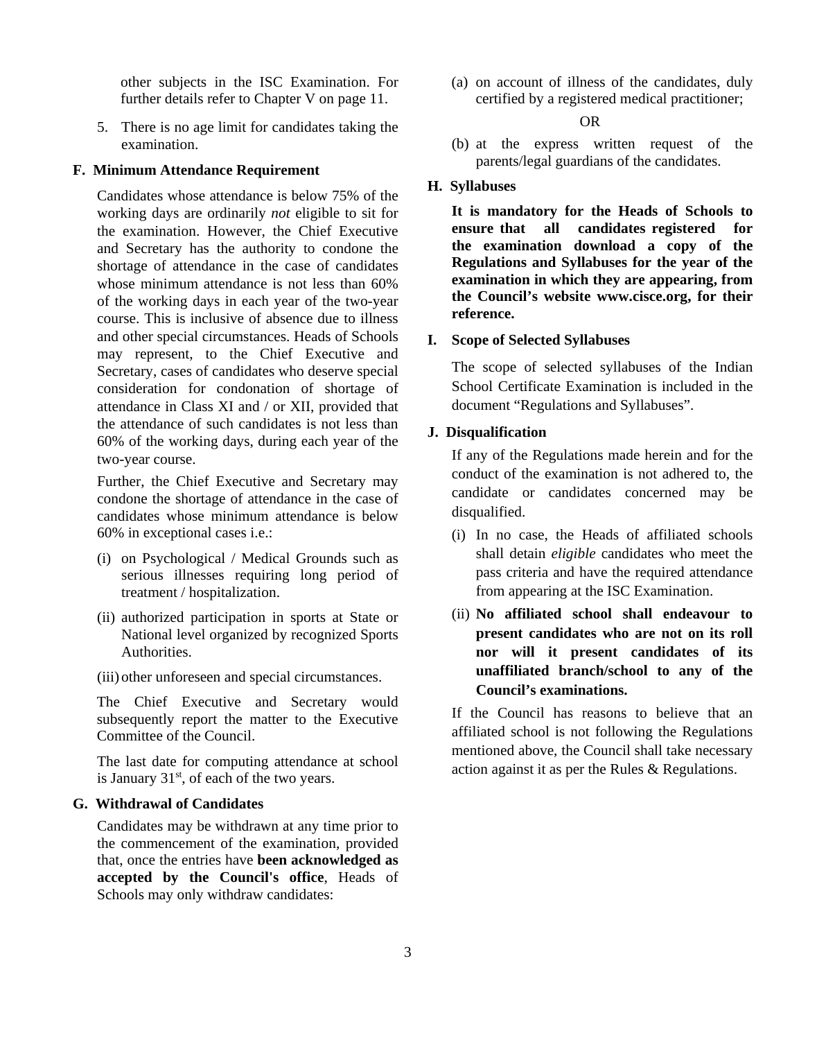other subjects in the ISC Examination. For further details refer to Chapter V on page 11.

5. There is no age limit for candidates taking the examination.

### F. Minimum Attendance Requirement

Candidates whose attendance is below 75% of the working days are ordinarily *not* eligible to sit for the examination. However, the Chief Executive and Secretary has the authority to condone the shortage of attendance in the case of candidates whose minimum attendance is not less than 60% of the working days in each year of the two-year course. This is inclusive of absence due to illness and other special circumstances. Heads of Schools may represent, to the Chief Executive and Secretary, cases of candidates who deserve special consideration for condonation of shortage of attendance in Class XI and / or XII, provided that the attendance of such candidates is not less than 60% of the working days, during each year of the two-year course.

Further, the Chief Executive and Secretary may condone the shortage of attendance in the case of candidates whose minimum attendance is below 60% in exceptional cases i.e.:

(i) on Psychological / Medical Grounds such as serious illnesses requiring long period of treatment / hospitalization.

(ii) authorized participation in sports at State or National level organized by recognized Sports Authorities.

(iii) other unforeseen and special circumstances.

The Chief Executive and Secretary would subsequently report the matter to the Executive Committee of the Council.

The last date for computing attendance at school is January 31st, of each of the two years.

### G. Withdrawal of Candidates

Candidates may be withdrawn at any time prior to the commencement of the examination, provided that, once the entries have **been acknowledged as accepted by the Council's office**, Heads of Schools may only withdraw candidates:

(a) on account of illness of the candidates, duly certified by a registered medical practitioner;

OR

(b) at the express written request of the parents/legal guardians of the candidates.

### H. Syllabuses

**It is mandatory for the Heads of Schools to ensure that all candidates registered for the examination download a copy of the Regulations and Syllabuses for the year of the examination in which they are appearing, from the Council's website www.cisce.org, for their reference.**

### I. Scope of Selected Syllabuses

The scope of selected syllabuses of the Indian School Certificate Examination is included in the document "Regulations and Syllabuses".

### J. Disqualification

If any of the Regulations made herein and for the conduct of the examination is not adhered to, the candidate or candidates concerned may be disqualified.

(i) In no case, the Heads of affiliated schools shall detain *eligible* candidates who meet the pass criteria and have the required attendance from appearing at the ISC Examination.

(ii) **No affiliated school shall endeavour to present candidates who are not on its roll nor will it present candidates of its unaffiliated branch/school to any of the Council's examinations.**

If the Council has reasons to believe that an affiliated school is not following the Regulations mentioned above, the Council shall take necessary action against it as per the Rules & Regulations.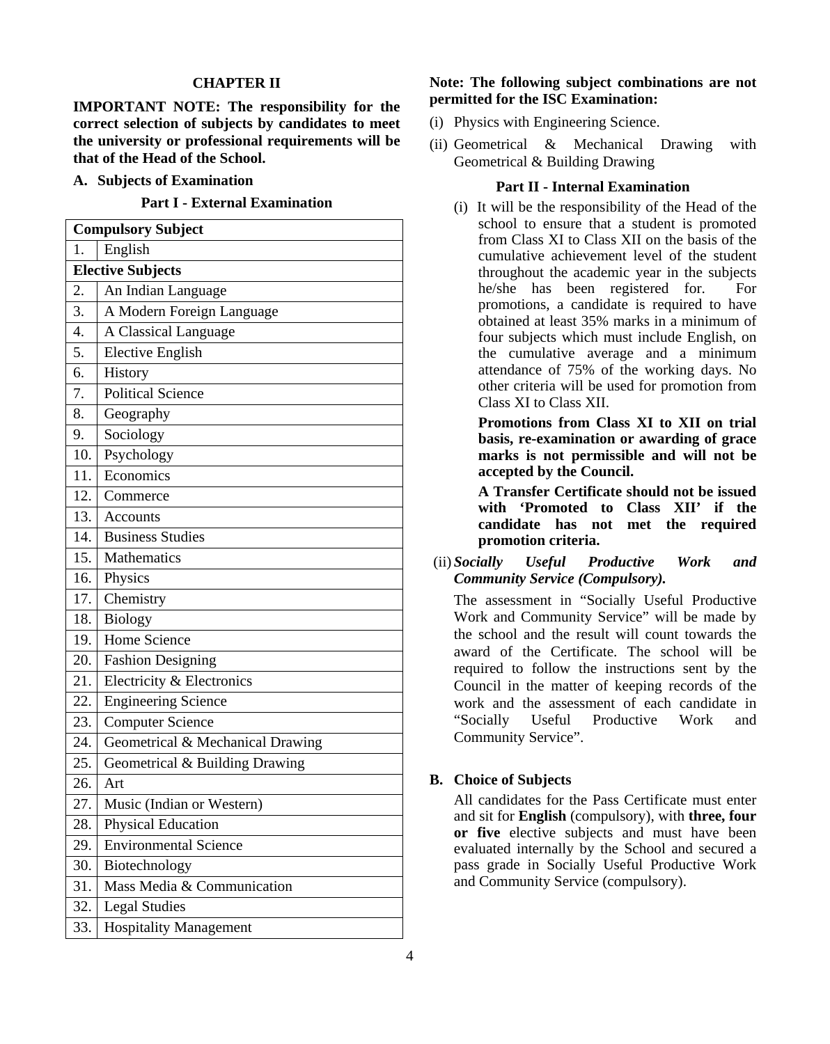## CHAPTER II

**IMPORTANT NOTE: The responsibility for the correct selection of subjects by candidates to meet the university or professional requirements will be that of the Head of the School.**

### A. Subjects of Examination

#### Part I - External Examination

| **Compulsory Subject** | |
|---|---|
| 1. | English |
| **Elective Subjects** | |
| 2. | An Indian Language |
| 3. | A Modern Foreign Language |
| 4. | A Classical Language |
| 5. | Elective English |
| 6. | History |
| 7. | Political Science |
| 8. | Geography |
| 9. | Sociology |
| 10. | Psychology |
| 11. | Economics |
| 12. | Commerce |
| 13. | Accounts |
| 14. | Business Studies |
| 15. | Mathematics |
| 16. | Physics |
| 17. | Chemistry |
| 18. | Biology |
| 19. | Home Science |
| 20. | Fashion Designing |
| 21. | Electricity & Electronics |
| 22. | Engineering Science |
| 23. | Computer Science |
| 24. | Geometrical & Mechanical Drawing |
| 25. | Geometrical & Building Drawing |
| 26. | Art |
| 27. | Music (Indian or Western) |
| 28. | Physical Education |
| 29. | Environmental Science |
| 30. | Biotechnology |
| 31. | Mass Media & Communication |
| 32. | Legal Studies |
| 33. | Hospitality Management |

**Note: The following subject combinations are not permitted for the ISC Examination:**

(i) Physics with Engineering Science.

(ii) Geometrical & Mechanical Drawing with Geometrical & Building Drawing

#### Part II - Internal Examination

(i) It will be the responsibility of the Head of the school to ensure that a student is promoted from Class XI to Class XII on the basis of the cumulative achievement level of the student throughout the academic year in the subjects he/she has been registered for. For promotions, a candidate is required to have obtained at least 35% marks in a minimum of four subjects which must include English, on the cumulative average and a minimum attendance of 75% of the working days. No other criteria will be used for promotion from Class XI to Class XII.

**Promotions from Class XI to XII on trial basis, re-examination or awarding of grace marks is not permissible and will not be accepted by the Council.**

**A Transfer Certificate should not be issued with 'Promoted to Class XII' if the candidate has not met the required promotion criteria.**

(ii) ***Socially Useful Productive Work and Community Service (Compulsory).***

The assessment in "Socially Useful Productive Work and Community Service" will be made by the school and the result will count towards the award of the Certificate. The school will be required to follow the instructions sent by the Council in the matter of keeping records of the work and the assessment of each candidate in "Socially Useful Productive Work and Community Service".

### B. Choice of Subjects

All candidates for the Pass Certificate must enter and sit for **English** (compulsory), with **three, four or five** elective subjects and must have been evaluated internally by the School and secured a pass grade in Socially Useful Productive Work and Community Service (compulsory).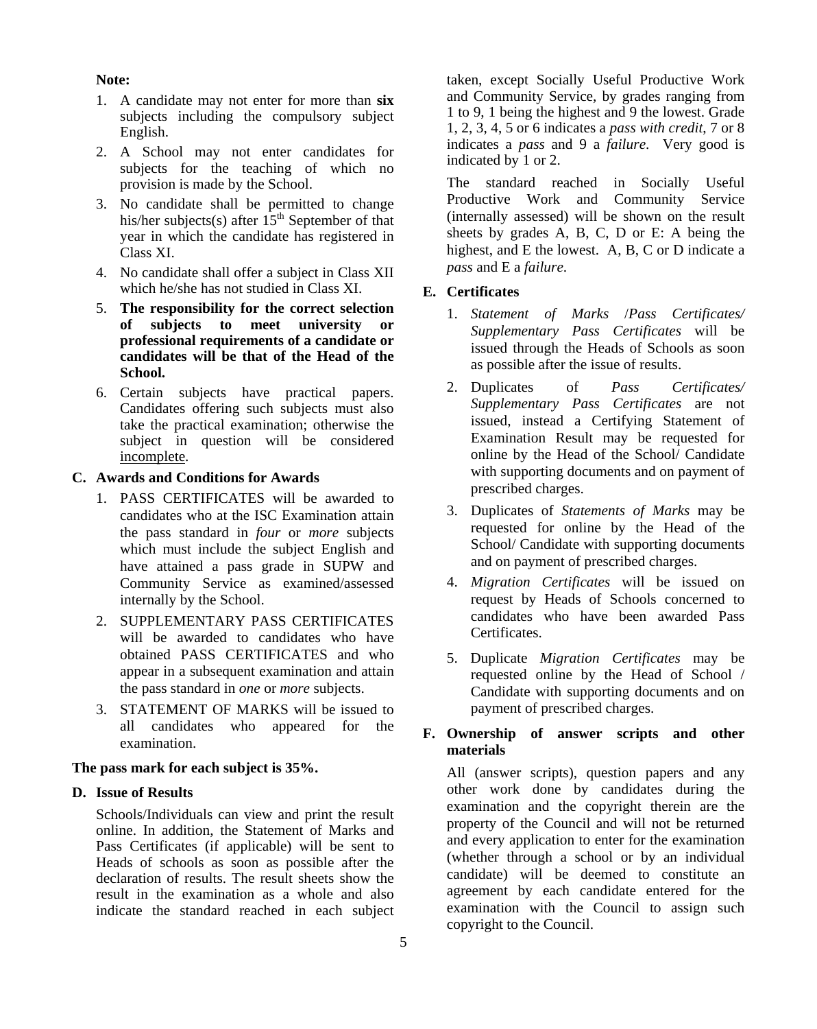**Note:**

1. A candidate may not enter for more than **six** subjects including the compulsory subject English.
2. A School may not enter candidates for subjects for the teaching of which no provision is made by the School.
3. No candidate shall be permitted to change his/her subjects(s) after 15th September of that year in which the candidate has registered in Class XI.
4. No candidate shall offer a subject in Class XII which he/she has not studied in Class XI.
5. **The responsibility for the correct selection of subjects to meet university or professional requirements of a candidate or candidates will be that of the Head of the School.**
6. Certain subjects have practical papers. Candidates offering such subjects must also take the practical examination; otherwise the subject in question will be considered incomplete.

## C. Awards and Conditions for Awards

1. PASS CERTIFICATES will be awarded to candidates who at the ISC Examination attain the pass standard in *four* or *more* subjects which must include the subject English and have attained a pass grade in SUPW and Community Service as examined/assessed internally by the School.
2. SUPPLEMENTARY PASS CERTIFICATES will be awarded to candidates who have obtained PASS CERTIFICATES and who appear in a subsequent examination and attain the pass standard in *one* or *more* subjects.
3. STATEMENT OF MARKS will be issued to all candidates who appeared for the examination.

**The pass mark for each subject is 35%.**

## D. Issue of Results

Schools/Individuals can view and print the result online. In addition, the Statement of Marks and Pass Certificates (if applicable) will be sent to Heads of schools as soon as possible after the declaration of results. The result sheets show the result in the examination as a whole and also indicate the standard reached in each subject taken, except Socially Useful Productive Work and Community Service, by grades ranging from 1 to 9, 1 being the highest and 9 the lowest. Grade 1, 2, 3, 4, 5 or 6 indicates a *pass with credit*, 7 or 8 indicates a *pass* and 9 a *failure*. Very good is indicated by 1 or 2.

The standard reached in Socially Useful Productive Work and Community Service (internally assessed) will be shown on the result sheets by grades A, B, C, D or E: A being the highest, and E the lowest. A, B, C or D indicate a *pass* and E a *failure*.

## E. Certificates

1. *Statement of Marks* /*Pass Certificates/ Supplementary Pass Certificates* will be issued through the Heads of Schools as soon as possible after the issue of results.
2. Duplicates of *Pass Certificates/ Supplementary Pass Certificates* are not issued, instead a Certifying Statement of Examination Result may be requested for online by the Head of the School/ Candidate with supporting documents and on payment of prescribed charges.
3. Duplicates of *Statements of Marks* may be requested for online by the Head of the School/ Candidate with supporting documents and on payment of prescribed charges.
4. *Migration Certificates* will be issued on request by Heads of Schools concerned to candidates who have been awarded Pass Certificates.
5. Duplicate *Migration Certificates* may be requested online by the Head of School / Candidate with supporting documents and on payment of prescribed charges.

## F. Ownership of answer scripts and other materials

All (answer scripts), question papers and any other work done by candidates during the examination and the copyright therein are the property of the Council and will not be returned and every application to enter for the examination (whether through a school or by an individual candidate) will be deemed to constitute an agreement by each candidate entered for the examination with the Council to assign such copyright to the Council.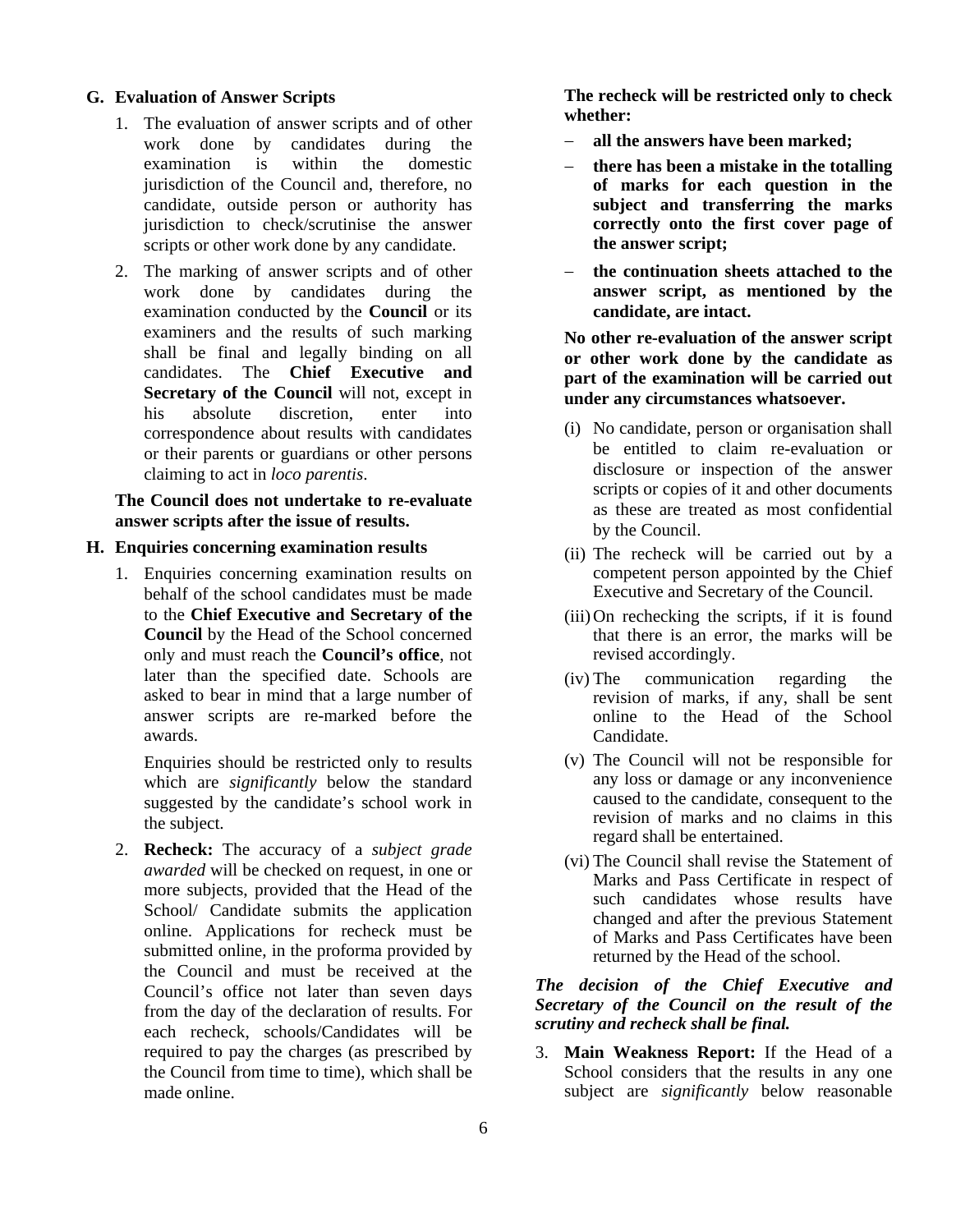## G. Evaluation of Answer Scripts

1. The evaluation of answer scripts and of other work done by candidates during the examination is within the domestic jurisdiction of the Council and, therefore, no candidate, outside person or authority has jurisdiction to check/scrutinise the answer scripts or other work done by any candidate.

2. The marking of answer scripts and of other work done by candidates during the examination conducted by the **Council** or its examiners and the results of such marking shall be final and legally binding on all candidates. The **Chief Executive and Secretary of the Council** will not, except in his absolute discretion, enter into correspondence about results with candidates or their parents or guardians or other persons claiming to act in *loco parentis*.

   **The Council does not undertake to re-evaluate answer scripts after the issue of results.**

## H. Enquiries concerning examination results

1. Enquiries concerning examination results on behalf of the school candidates must be made to the **Chief Executive and Secretary of the Council** by the Head of the School concerned only and must reach the **Council's office**, not later than the specified date. Schools are asked to bear in mind that a large number of answer scripts are re-marked before the awards.

   Enquiries should be restricted only to results which are *significantly* below the standard suggested by the candidate's school work in the subject.

2. **Recheck:** The accuracy of a *subject grade awarded* will be checked on request, in one or more subjects, provided that the Head of the School/ Candidate submits the application online. Applications for recheck must be submitted online, in the proforma provided by the Council and must be received at the Council's office not later than seven days from the day of the declaration of results. For each recheck, schools/Candidates will be required to pay the charges (as prescribed by the Council from time to time), which shall be made online.

   **The recheck will be restricted only to check whether:**

   - **all the answers have been marked;**
   - **there has been a mistake in the totalling of marks for each question in the subject and transferring the marks correctly onto the first cover page of the answer script;**
   - **the continuation sheets attached to the answer script, as mentioned by the candidate, are intact.**

   **No other re-evaluation of the answer script or other work done by the candidate as part of the examination will be carried out under any circumstances whatsoever.**

   (i) No candidate, person or organisation shall be entitled to claim re-evaluation or disclosure or inspection of the answer scripts or copies of it and other documents as these are treated as most confidential by the Council.

   (ii) The recheck will be carried out by a competent person appointed by the Chief Executive and Secretary of the Council.

   (iii) On rechecking the scripts, if it is found that there is an error, the marks will be revised accordingly.

   (iv) The communication regarding the revision of marks, if any, shall be sent online to the Head of the School Candidate.

   (v) The Council will not be responsible for any loss or damage or any inconvenience caused to the candidate, consequent to the revision of marks and no claims in this regard shall be entertained.

   (vi) The Council shall revise the Statement of Marks and Pass Certificate in respect of such candidates whose results have changed and after the previous Statement of Marks and Pass Certificates have been returned by the Head of the school.

   ***The decision of the Chief Executive and Secretary of the Council on the result of the scrutiny and recheck shall be final.***

3. **Main Weakness Report:** If the Head of a School considers that the results in any one subject are *significantly* below reasonable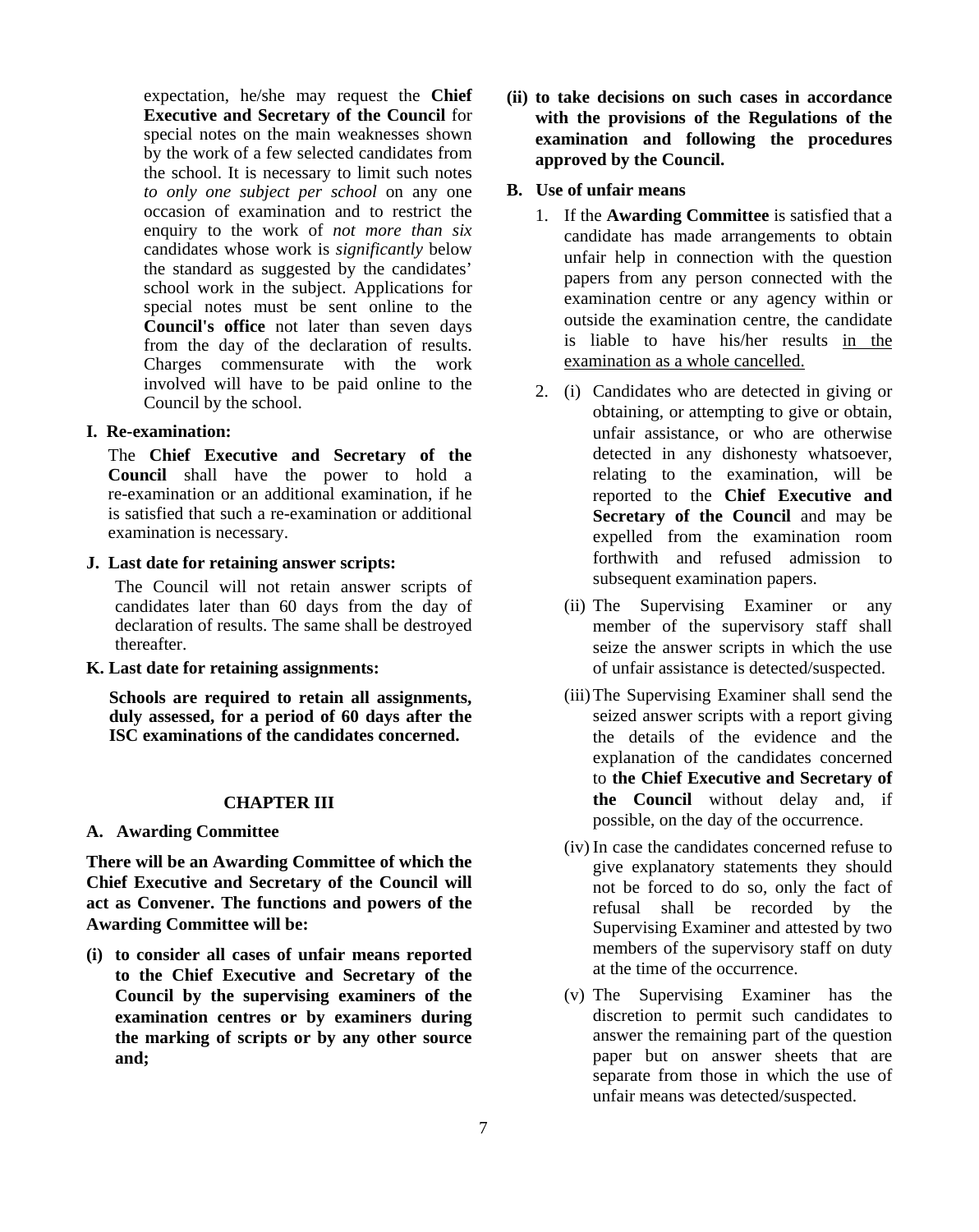expectation, he/she may request the **Chief Executive and Secretary of the Council** for special notes on the main weaknesses shown by the work of a few selected candidates from the school. It is necessary to limit such notes *to only one subject per school* on any one occasion of examination and to restrict the enquiry to the work of *not more than six* candidates whose work is *significantly* below the standard as suggested by the candidates' school work in the subject. Applications for special notes must be sent online to the **Council's office** not later than seven days from the day of the declaration of results. Charges commensurate with the work involved will have to be paid online to the Council by the school.

**I. Re-examination:**

The **Chief Executive and Secretary of the Council** shall have the power to hold a re-examination or an additional examination, if he is satisfied that such a re-examination or additional examination is necessary.

**J. Last date for retaining answer scripts:**

The Council will not retain answer scripts of candidates later than 60 days from the day of declaration of results. The same shall be destroyed thereafter.

**K. Last date for retaining assignments:**

**Schools are required to retain all assignments, duly assessed, for a period of 60 days after the ISC examinations of the candidates concerned.**

## CHAPTER III

**A. Awarding Committee**

**There will be an Awarding Committee of which the Chief Executive and Secretary of the Council will act as Convener. The functions and powers of the Awarding Committee will be:**

**(i) to consider all cases of unfair means reported to the Chief Executive and Secretary of the Council by the supervising examiners of the examination centres or by examiners during the marking of scripts or by any other source and;**

**(ii) to take decisions on such cases in accordance with the provisions of the Regulations of the examination and following the procedures approved by the Council.**

**B. Use of unfair means**

1. If the **Awarding Committee** is satisfied that a candidate has made arrangements to obtain unfair help in connection with the question papers from any person connected with the examination centre or any agency within or outside the examination centre, the candidate is liable to have his/her results <u>in the examination as a whole cancelled.</u>

2. (i) Candidates who are detected in giving or obtaining, or attempting to give or obtain, unfair assistance, or who are otherwise detected in any dishonesty whatsoever, relating to the examination, will be reported to the **Chief Executive and Secretary of the Council** and may be expelled from the examination room forthwith and refused admission to subsequent examination papers.

   (ii) The Supervising Examiner or any member of the supervisory staff shall seize the answer scripts in which the use of unfair assistance is detected/suspected.

   (iii) The Supervising Examiner shall send the seized answer scripts with a report giving the details of the evidence and the explanation of the candidates concerned to **the Chief Executive and Secretary of the Council** without delay and, if possible, on the day of the occurrence.

   (iv) In case the candidates concerned refuse to give explanatory statements they should not be forced to do so, only the fact of refusal shall be recorded by the Supervising Examiner and attested by two members of the supervisory staff on duty at the time of the occurrence.

   (v) The Supervising Examiner has the discretion to permit such candidates to answer the remaining part of the question paper but on answer sheets that are separate from those in which the use of unfair means was detected/suspected.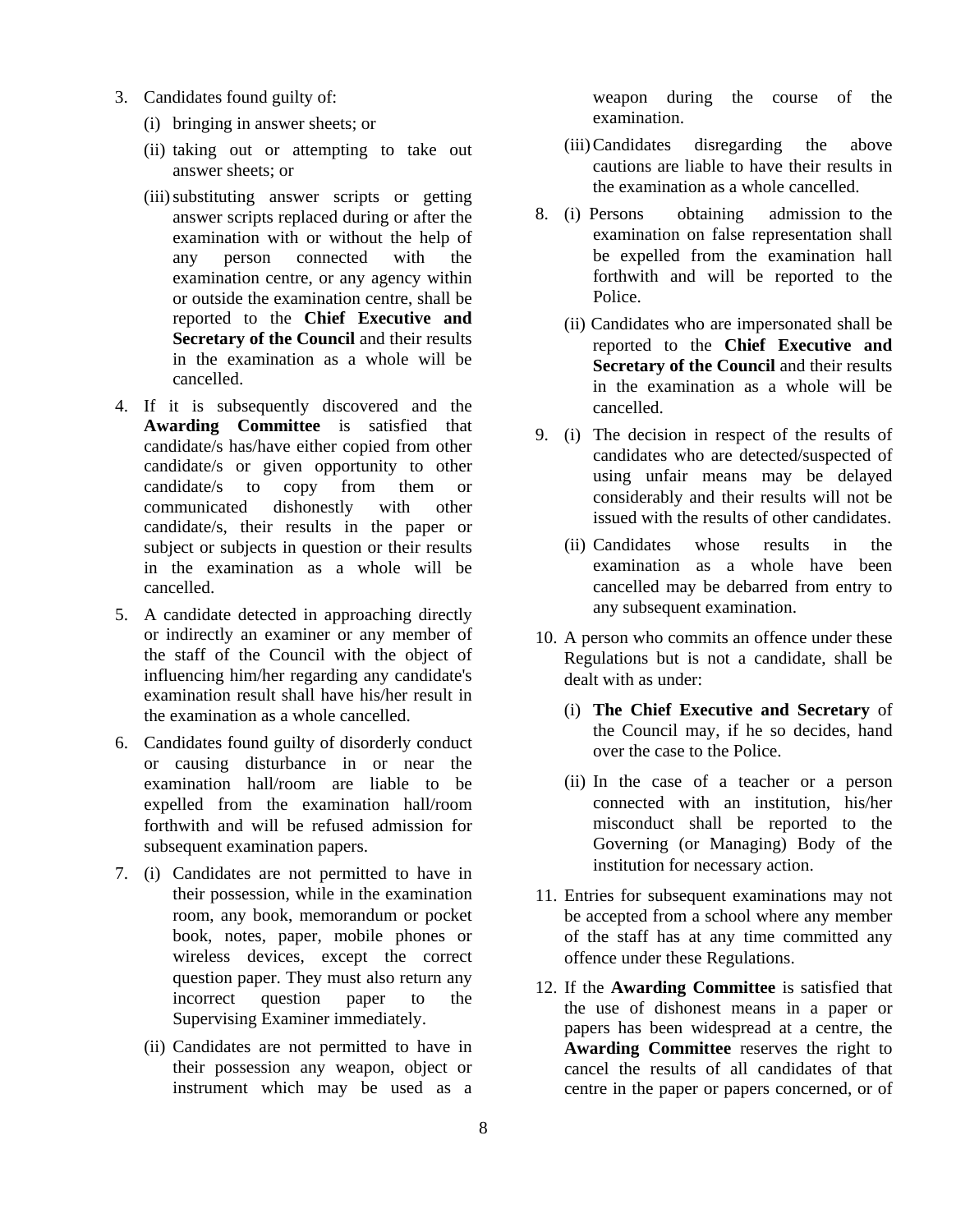3. Candidates found guilty of:

   (i) bringing in answer sheets; or

   (ii) taking out or attempting to take out answer sheets; or

   (iii) substituting answer scripts or getting answer scripts replaced during or after the examination with or without the help of any person connected with the examination centre, or any agency within or outside the examination centre, shall be reported to the **Chief Executive and Secretary of the Council** and their results in the examination as a whole will be cancelled.

4. If it is subsequently discovered and the **Awarding Committee** is satisfied that candidate/s has/have either copied from other candidate/s or given opportunity to other candidate/s to copy from them or communicated dishonestly with other candidate/s, their results in the paper or subject or subjects in question or their results in the examination as a whole will be cancelled.

5. A candidate detected in approaching directly or indirectly an examiner or any member of the staff of the Council with the object of influencing him/her regarding any candidate's examination result shall have his/her result in the examination as a whole cancelled.

6. Candidates found guilty of disorderly conduct or causing disturbance in or near the examination hall/room are liable to be expelled from the examination hall/room forthwith and will be refused admission for subsequent examination papers.

7. (i) Candidates are not permitted to have in their possession, while in the examination room, any book, memorandum or pocket book, notes, paper, mobile phones or wireless devices, except the correct question paper. They must also return any incorrect question paper to the Supervising Examiner immediately.

   (ii) Candidates are not permitted to have in their possession any weapon, object or instrument which may be used as a weapon during the course of the examination.

   (iii) Candidates disregarding the above cautions are liable to have their results in the examination as a whole cancelled.

8. (i) Persons obtaining admission to the examination on false representation shall be expelled from the examination hall forthwith and will be reported to the Police.

   (ii) Candidates who are impersonated shall be reported to the **Chief Executive and Secretary of the Council** and their results in the examination as a whole will be cancelled.

9. (i) The decision in respect of the results of candidates who are detected/suspected of using unfair means may be delayed considerably and their results will not be issued with the results of other candidates.

   (ii) Candidates whose results in the examination as a whole have been cancelled may be debarred from entry to any subsequent examination.

10. A person who commits an offence under these Regulations but is not a candidate, shall be dealt with as under:

    (i) **The Chief Executive and Secretary** of the Council may, if he so decides, hand over the case to the Police.

    (ii) In the case of a teacher or a person connected with an institution, his/her misconduct shall be reported to the Governing (or Managing) Body of the institution for necessary action.

11. Entries for subsequent examinations may not be accepted from a school where any member of the staff has at any time committed any offence under these Regulations.

12. If the **Awarding Committee** is satisfied that the use of dishonest means in a paper or papers has been widespread at a centre, the **Awarding Committee** reserves the right to cancel the results of all candidates of that centre in the paper or papers concerned, or of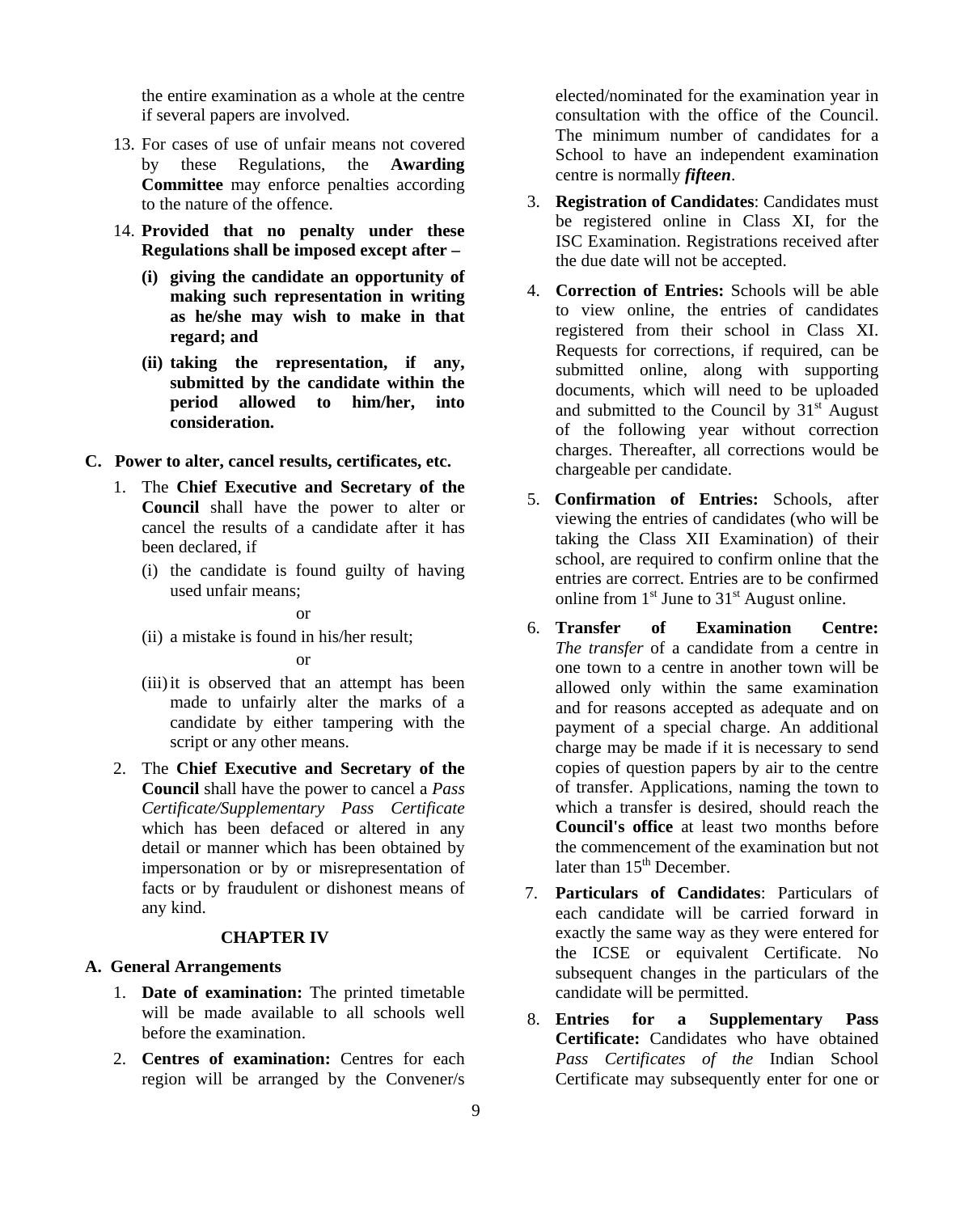the entire examination as a whole at the centre if several papers are involved.

13. For cases of use of unfair means not covered by these Regulations, the **Awarding Committee** may enforce penalties according to the nature of the offence.

14. **Provided that no penalty under these Regulations shall be imposed except after –**

    **(i) giving the candidate an opportunity of making such representation in writing as he/she may wish to make in that regard; and**

    **(ii) taking the representation, if any, submitted by the candidate within the period allowed to him/her, into consideration.**

**C. Power to alter, cancel results, certificates, etc.**

1. The **Chief Executive and Secretary of the Council** shall have the power to alter or cancel the results of a candidate after it has been declared, if

   (i) the candidate is found guilty of having used unfair means;

   or

   (ii) a mistake is found in his/her result;

   or

   (iii) it is observed that an attempt has been made to unfairly alter the marks of a candidate by either tampering with the script or any other means.

2. The **Chief Executive and Secretary of the Council** shall have the power to cancel a *Pass Certificate/Supplementary Pass Certificate* which has been defaced or altered in any detail or manner which has been obtained by impersonation or by or misrepresentation of facts or by fraudulent or dishonest means of any kind.

## CHAPTER IV

**A. General Arrangements**

1. **Date of examination:** The printed timetable will be made available to all schools well before the examination.

2. **Centres of examination:** Centres for each region will be arranged by the Convener/s elected/nominated for the examination year in consultation with the office of the Council. The minimum number of candidates for a School to have an independent examination centre is normally ***fifteen***.

3. **Registration of Candidates**: Candidates must be registered online in Class XI, for the ISC Examination. Registrations received after the due date will not be accepted.

4. **Correction of Entries:** Schools will be able to view online, the entries of candidates registered from their school in Class XI. Requests for corrections, if required, can be submitted online, along with supporting documents, which will need to be uploaded and submitted to the Council by 31st August of the following year without correction charges. Thereafter, all corrections would be chargeable per candidate.

5. **Confirmation of Entries:** Schools, after viewing the entries of candidates (who will be taking the Class XII Examination) of their school, are required to confirm online that the entries are correct. Entries are to be confirmed online from 1st June to 31st August online.

6. **Transfer of Examination Centre:** *The transfer* of a candidate from a centre in one town to a centre in another town will be allowed only within the same examination and for reasons accepted as adequate and on payment of a special charge. An additional charge may be made if it is necessary to send copies of question papers by air to the centre of transfer. Applications, naming the town to which a transfer is desired, should reach the **Council's office** at least two months before the commencement of the examination but not later than 15th December.

7. **Particulars of Candidates**: Particulars of each candidate will be carried forward in exactly the same way as they were entered for the ICSE or equivalent Certificate. No subsequent changes in the particulars of the candidate will be permitted.

8. **Entries for a Supplementary Pass Certificate:** Candidates who have obtained *Pass Certificates of the* Indian School Certificate may subsequently enter for one or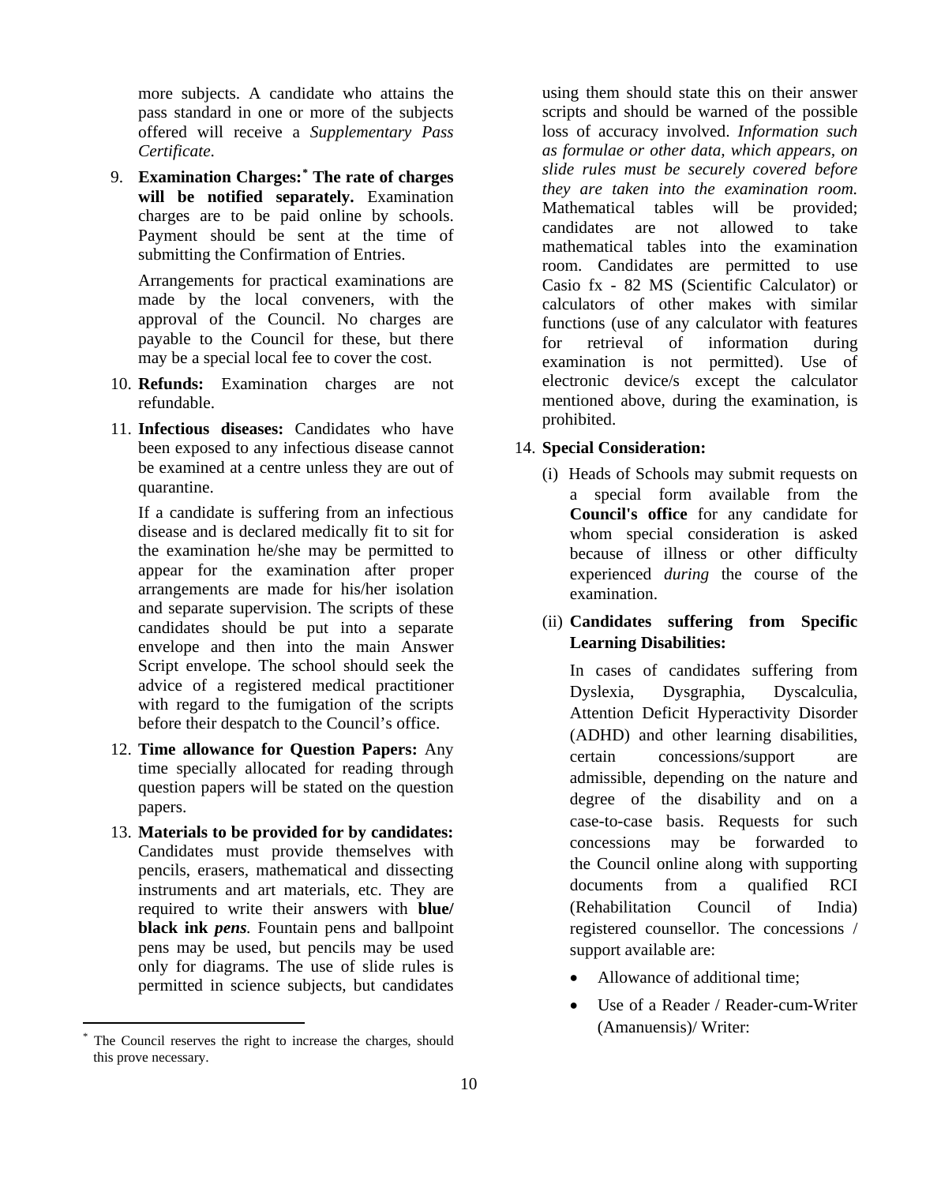more subjects. A candidate who attains the pass standard in one or more of the subjects offered will receive a *Supplementary Pass Certificate*.

9. **Examination Charges:*** **The rate of charges will be notified separately.** Examination charges are to be paid online by schools. Payment should be sent at the time of submitting the Confirmation of Entries.

   Arrangements for practical examinations are made by the local conveners, with the approval of the Council. No charges are payable to the Council for these, but there may be a special local fee to cover the cost.

10. **Refunds:** Examination charges are not refundable.

11. **Infectious diseases:** Candidates who have been exposed to any infectious disease cannot be examined at a centre unless they are out of quarantine.

    If a candidate is suffering from an infectious disease and is declared medically fit to sit for the examination he/she may be permitted to appear for the examination after proper arrangements are made for his/her isolation and separate supervision. The scripts of these candidates should be put into a separate envelope and then into the main Answer Script envelope. The school should seek the advice of a registered medical practitioner with regard to the fumigation of the scripts before their despatch to the Council's office.

12. **Time allowance for Question Papers:** Any time specially allocated for reading through question papers will be stated on the question papers.

13. **Materials to be provided for by candidates:** Candidates must provide themselves with pencils, erasers, mathematical and dissecting instruments and art materials, etc. They are required to write their answers with **blue/ black ink *pens*.** Fountain pens and ballpoint pens may be used, but pencils may be used only for diagrams. The use of slide rules is permitted in science subjects, but candidates using them should state this on their answer scripts and should be warned of the possible loss of accuracy involved. *Information such as formulae or other data, which appears, on slide rules must be securely covered before they are taken into the examination room.* Mathematical tables will be provided; candidates are not allowed to take mathematical tables into the examination room. Candidates are permitted to use Casio fx - 82 MS (Scientific Calculator) or calculators of other makes with similar functions (use of any calculator with features for retrieval of information during examination is not permitted). Use of electronic device/s except the calculator mentioned above, during the examination, is prohibited.

14. **Special Consideration:**

    (i) Heads of Schools may submit requests on a special form available from the **Council's office** for any candidate for whom special consideration is asked because of illness or other difficulty experienced *during* the course of the examination.

    (ii) **Candidates suffering from Specific Learning Disabilities:**

    In cases of candidates suffering from Dyslexia, Dysgraphia, Dyscalculia, Attention Deficit Hyperactivity Disorder (ADHD) and other learning disabilities, certain concessions/support are admissible, depending on the nature and degree of the disability and on a case-to-case basis. Requests for such concessions may be forwarded to the Council online along with supporting documents from a qualified RCI (Rehabilitation Council of India) registered counsellor. The concessions / support available are:

    - Allowance of additional time;
    - Use of a Reader / Reader-cum-Writer (Amanuensis)/ Writer:

---

\* The Council reserves the right to increase the charges, should this prove necessary.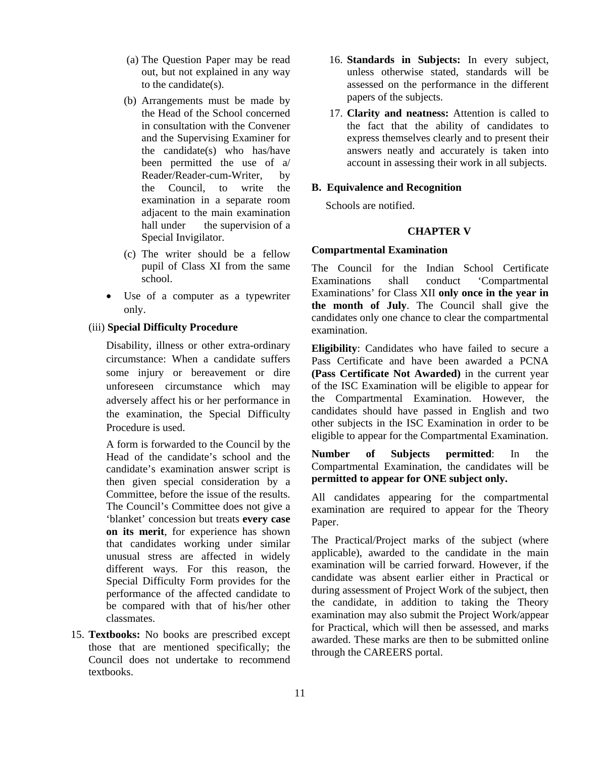(a) The Question Paper may be read out, but not explained in any way to the candidate(s).

(b) Arrangements must be made by the Head of the School concerned in consultation with the Convener and the Supervising Examiner for the candidate(s) who has/have been permitted the use of a/ Reader/Reader-cum-Writer, by the Council, to write the examination in a separate room adjacent to the main examination hall under the supervision of a Special Invigilator.

(c) The writer should be a fellow pupil of Class XI from the same school.

- Use of a computer as a typewriter only.

(iii) **Special Difficulty Procedure**

Disability, illness or other extra-ordinary circumstance: When a candidate suffers some injury or bereavement or dire unforeseen circumstance which may adversely affect his or her performance in the examination, the Special Difficulty Procedure is used.

A form is forwarded to the Council by the Head of the candidate's school and the candidate's examination answer script is then given special consideration by a Committee, before the issue of the results. The Council's Committee does not give a 'blanket' concession but treats **every case on its merit**, for experience has shown that candidates working under similar unusual stress are affected in widely different ways. For this reason, the Special Difficulty Form provides for the performance of the affected candidate to be compared with that of his/her other classmates.

15. **Textbooks:** No books are prescribed except those that are mentioned specifically; the Council does not undertake to recommend textbooks.

16. **Standards in Subjects:** In every subject, unless otherwise stated, standards will be assessed on the performance in the different papers of the subjects.

17. **Clarity and neatness:** Attention is called to the fact that the ability of candidates to express themselves clearly and to present their answers neatly and accurately is taken into account in assessing their work in all subjects.

### B. Equivalence and Recognition

Schools are notified.

## CHAPTER V

### Compartmental Examination

The Council for the Indian School Certificate Examinations shall conduct 'Compartmental Examinations' for Class XII **only once in the year in the month of July**. The Council shall give the candidates only one chance to clear the compartmental examination.

**Eligibility**: Candidates who have failed to secure a Pass Certificate and have been awarded a PCNA **(Pass Certificate Not Awarded)** in the current year of the ISC Examination will be eligible to appear for the Compartmental Examination. However, the candidates should have passed in English and two other subjects in the ISC Examination in order to be eligible to appear for the Compartmental Examination.

**Number of Subjects permitted**: In the Compartmental Examination, the candidates will be **permitted to appear for ONE subject only.**

All candidates appearing for the compartmental examination are required to appear for the Theory Paper.

The Practical/Project marks of the subject (where applicable), awarded to the candidate in the main examination will be carried forward. However, if the candidate was absent earlier either in Practical or during assessment of Project Work of the subject, then the candidate, in addition to taking the Theory examination may also submit the Project Work/appear for Practical, which will then be assessed, and marks awarded. These marks are then to be submitted online through the CAREERS portal.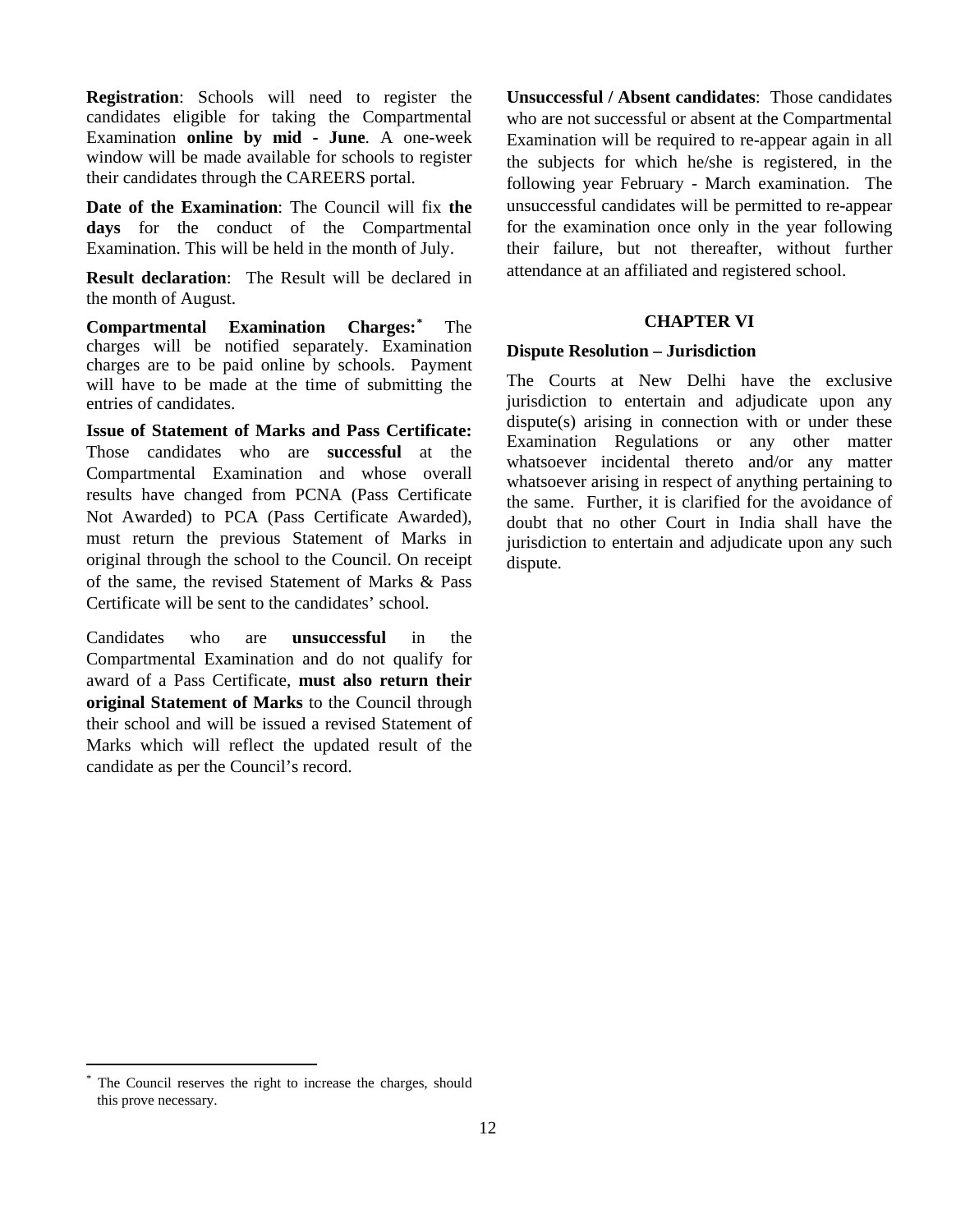**Registration**: Schools will need to register the candidates eligible for taking the Compartmental Examination **online by mid - June**. A one-week window will be made available for schools to register their candidates through the CAREERS portal.

**Date of the Examination**: The Council will fix **the days** for the conduct of the Compartmental Examination. This will be held in the month of July.

**Result declaration**: The Result will be declared in the month of August.

**Compartmental Examination Charges:**[*] The charges will be notified separately. Examination charges are to be paid online by schools. Payment will have to be made at the time of submitting the entries of candidates.

**Issue of Statement of Marks and Pass Certificate:** Those candidates who are **successful** at the Compartmental Examination and whose overall results have changed from PCNA (Pass Certificate Not Awarded) to PCA (Pass Certificate Awarded), must return the previous Statement of Marks in original through the school to the Council. On receipt of the same, the revised Statement of Marks & Pass Certificate will be sent to the candidates' school.

Candidates who are **unsuccessful** in the Compartmental Examination and do not qualify for award of a Pass Certificate, **must also return their original Statement of Marks** to the Council through their school and will be issued a revised Statement of Marks which will reflect the updated result of the candidate as per the Council's record.

**Unsuccessful / Absent candidates**: Those candidates who are not successful or absent at the Compartmental Examination will be required to re-appear again in all the subjects for which he/she is registered, in the following year February - March examination. The unsuccessful candidates will be permitted to re-appear for the examination once only in the year following their failure, but not thereafter, without further attendance at an affiliated and registered school.

## CHAPTER VI

### Dispute Resolution – Jurisdiction

The Courts at New Delhi have the exclusive jurisdiction to entertain and adjudicate upon any dispute(s) arising in connection with or under these Examination Regulations or any other matter whatsoever incidental thereto and/or any matter whatsoever arising in respect of anything pertaining to the same. Further, it is clarified for the avoidance of doubt that no other Court in India shall have the jurisdiction to entertain and adjudicate upon any such dispute.

---

[*] The Council reserves the right to increase the charges, should this prove necessary.